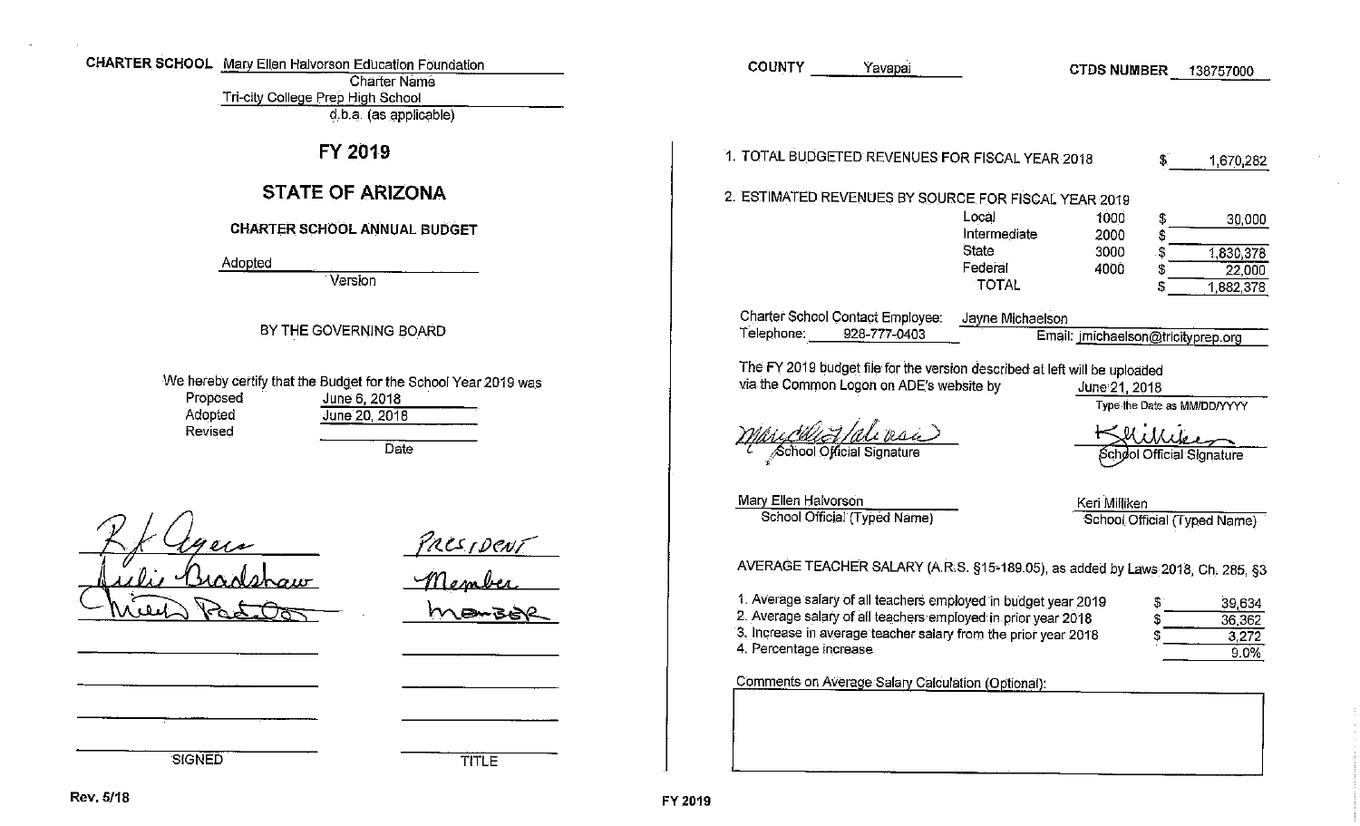**CHARTER SCHOOL** Mary Ellen Halvorson Education Foundation
Charter Name
Tri-city College Prep High School
d.b.a. (as applicable)

# FY 2019

## STATE OF ARIZONA

### CHARTER SCHOOL ANNUAL BUDGET

Adopted
Version

BY THE GOVERNING BOARD

We hereby certify that the Budget for the School Year 2019 was

| | |
|---|---|
| Proposed | June 6, 2018 |
| Adopted | June 20, 2018 |
| Revised | |
| | Date |

| SIGNED | TITLE |
|---|---|
| R J Ayers | PRESIDENT |
| Julie Bradshaw | Member |
| Mike Podo | Member |
| | |
| | |
| | |
| | |

**COUNTY** Yavapai **CTDS NUMBER** 138757000

1. TOTAL BUDGETED REVENUES FOR FISCAL YEAR 2018 $ 1,670,282

2. ESTIMATED REVENUES BY SOURCE FOR FISCAL YEAR 2019

| Source | Code | Amount |
|---|---|---|
| Local | 1000 | $ 30,000 |
| Intermediate | 2000 | $ |
| State | 3000 | $ 1,830,378 |
| Federal | 4000 | $ 22,000 |
| TOTAL | | $ 1,882,378 |

Charter School Contact Employee: Jayne Michaelson
Telephone: 928-777-0403 Email: jmichaelson@tricityprep.org

The FY 2019 budget file for the version described at left will be uploaded via the Common Logon on ADE's website by June 21, 2018
Type the Date as MM/DD/YYYY

| | |
|---|---|
| School Official Signature | School Official Signature |
| Mary Ellen Halvorson | Keri Milliken |
| School Official (Typed Name) | School Official (Typed Name) |

AVERAGE TEACHER SALARY (A.R.S. §15-189.05), as added by Laws 2018, Ch. 285, §3

| | |
|---|---|
| 1. Average salary of all teachers employed in budget year 2019 | $ 39,634 |
| 2. Average salary of all teachers employed in prior year 2018 | $ 36,362 |
| 3. Increase in average teacher salary from the prior year 2018 | $ 3,272 |
| 4. Percentage increase | 9.0% |

Comments on Average Salary Calculation (Optional):

Rev. 5/18

FY 2019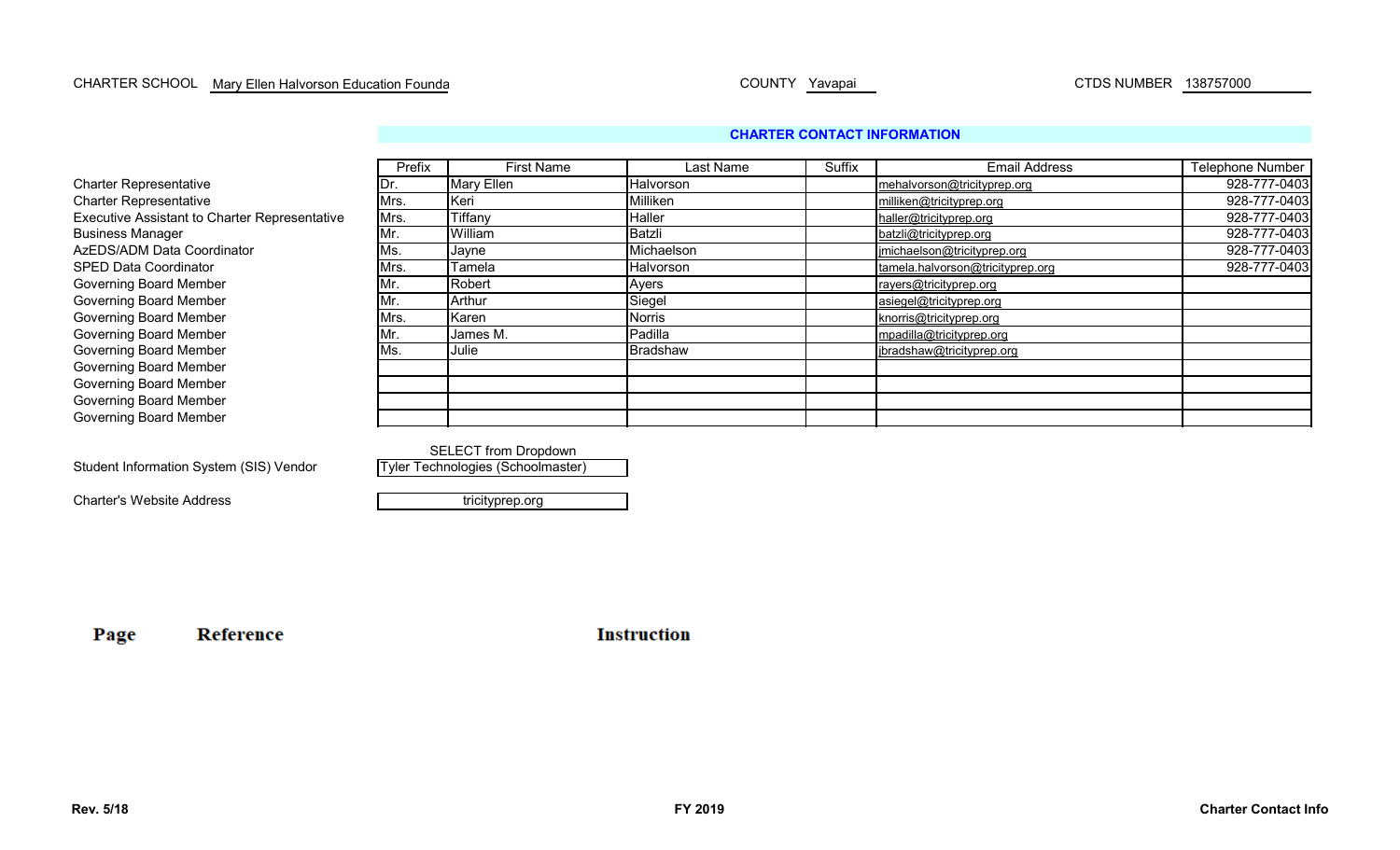CHARTER SCHOOL Mary Ellen Halvorson Education Founda

COUNTY Yavapai

CTDS NUMBER 138757000

## CHARTER CONTACT INFORMATION

| | Prefix | First Name | Last Name | Suffix | Email Address | Telephone Number |
|---|---|---|---|---|---|---|
| Charter Representative | Dr. | Mary Ellen | Halvorson | | mehalvorson@tricityprep.org | 928-777-0403 |
| Charter Representative | Mrs. | Keri | Milliken | | milliken@tricityprep.org | 928-777-0403 |
| Executive Assistant to Charter Representative | Mrs. | Tiffany | Haller | | haller@tricityprep.org | 928-777-0403 |
| Business Manager | Mr. | William | Batzli | | batzli@tricityprep.org | 928-777-0403 |
| AzEDS/ADM Data Coordinator | Ms. | Jayne | Michaelson | | jmichaelson@tricityprep.org | 928-777-0403 |
| SPED Data Coordinator | Mrs. | Tamela | Halvorson | | tamela.halvorson@tricityprep.org | 928-777-0403 |
| Governing Board Member | Mr. | Robert | Ayers | | rayers@tricityprep.org | |
| Governing Board Member | Mr. | Arthur | Siegel | | asiegel@tricityprep.org | |
| Governing Board Member | Mrs. | Karen | Norris | | knorris@tricityprep.org | |
| Governing Board Member | Mr. | James M. | Padilla | | mpadilla@tricityprep.org | |
| Governing Board Member | Ms. | Julie | Bradshaw | | jbradshaw@tricityprep.org | |
| Governing Board Member | | | | | | |
| Governing Board Member | | | | | | |
| Governing Board Member | | | | | | |
| Governing Board Member | | | | | | |

SELECT from Dropdown

Student Information System (SIS) Vendor: Tyler Technologies (Schoolmaster)

Charter's Website Address: tricityprep.org

| Page | Reference | Instruction |
|---|---|---|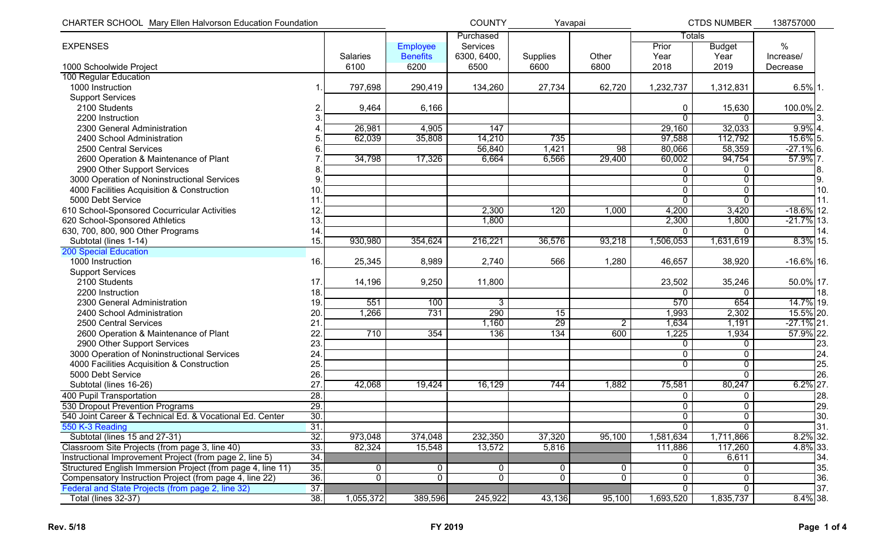CHARTER SCHOOL Mary Ellen Halvorson Education Foundation | COUNTY Yavapai | CTDS NUMBER 138757000

| EXPENSES<br>1000 Schoolwide Project | | Salaries 6100 | Employee Benefits 6200 | Purchased Services 6300, 6400, 6500 | Supplies 6600 | Other 6800 | Totals Prior Year 2018 | Budget Year 2019 | % Increase/ Decrease | |
|---|---|---|---|---|---|---|---|---|---|---|
| 100 Regular Education | | | | | | | | | | |
| 1000 Instruction | 1. | 797,698 | 290,419 | 134,260 | 27,734 | 62,720 | 1,232,737 | 1,312,831 | 6.5% | 1. |
| Support Services | | | | | | | | | | |
| 2100 Students | 2. | 9,464 | 6,166 | | | | 0 | 15,630 | 100.0% | 2. |
| 2200 Instruction | 3. | | | | | | 0 | 0 | | 3. |
| 2300 General Administration | 4. | 26,981 | 4,905 | 147 | | | 29,160 | 32,033 | 9.9% | 4. |
| 2400 School Administration | 5. | 62,039 | 35,808 | 14,210 | 735 | | 97,588 | 112,792 | 15.6% | 5. |
| 2500 Central Services | 6. | | | 56,840 | 1,421 | 98 | 80,066 | 58,359 | -27.1% | 6. |
| 2600 Operation & Maintenance of Plant | 7. | 34,798 | 17,326 | 6,664 | 6,566 | 29,400 | 60,002 | 94,754 | 57.9% | 7. |
| 2900 Other Support Services | 8. | | | | | | 0 | 0 | | 8. |
| 3000 Operation of Noninstructional Services | 9. | | | | | | 0 | 0 | | 9. |
| 4000 Facilities Acquisition & Construction | 10. | | | | | | 0 | 0 | | 10. |
| 5000 Debt Service | 11. | | | | | | 0 | 0 | | 11. |
| 610 School-Sponsored Cocurricular Activities | 12. | | | 2,300 | 120 | 1,000 | 4,200 | 3,420 | -18.6% | 12. |
| 620 School-Sponsored Athletics | 13. | | | 1,800 | | | 2,300 | 1,800 | -21.7% | 13. |
| 630, 700, 800, 900 Other Programs | 14. | | | | | | 0 | 0 | | 14. |
| Subtotal (lines 1-14) | 15. | 930,980 | 354,624 | 216,221 | 36,576 | 93,218 | 1,506,053 | 1,631,619 | 8.3% | 15. |
| 200 Special Education | | | | | | | | | | |
| 1000 Instruction | 16. | 25,345 | 8,989 | 2,740 | 566 | 1,280 | 46,657 | 38,920 | -16.6% | 16. |
| Support Services | | | | | | | | | | |
| 2100 Students | 17. | 14,196 | 9,250 | 11,800 | | | 23,502 | 35,246 | 50.0% | 17. |
| 2200 Instruction | 18. | | | | | | 0 | 0 | | 18. |
| 2300 General Administration | 19. | 551 | 100 | 3 | | | 570 | 654 | 14.7% | 19. |
| 2400 School Administration | 20. | 1,266 | 731 | 290 | 15 | | 1,993 | 2,302 | 15.5% | 20. |
| 2500 Central Services | 21. | | | 1,160 | 29 | 2 | 1,634 | 1,191 | -27.1% | 21. |
| 2600 Operation & Maintenance of Plant | 22. | 710 | 354 | 136 | 134 | 600 | 1,225 | 1,934 | 57.9% | 22. |
| 2900 Other Support Services | 23. | | | | | | 0 | 0 | | 23. |
| 3000 Operation of Noninstructional Services | 24. | | | | | | 0 | 0 | | 24. |
| 4000 Facilities Acquisition & Construction | 25. | | | | | | 0 | 0 | | 25. |
| 5000 Debt Service | 26. | | | | | | | 0 | | 26. |
| Subtotal (lines 16-26) | 27. | 42,068 | 19,424 | 16,129 | 744 | 1,882 | 75,581 | 80,247 | 6.2% | 27. |
| 400 Pupil Transportation | 28. | | | | | | 0 | 0 | | 28. |
| 530 Dropout Prevention Programs | 29. | | | | | | 0 | 0 | | 29. |
| 540 Joint Career & Technical Ed. & Vocational Ed. Center | 30. | | | | | | 0 | 0 | | 30. |
| 550 K-3 Reading | 31. | | | | | | 0 | 0 | | 31. |
| Subtotal (lines 15 and 27-31) | 32. | 973,048 | 374,048 | 232,350 | 37,320 | 95,100 | 1,581,634 | 1,711,866 | 8.2% | 32. |
| Classroom Site Projects (from page 3, line 40) | 33. | 82,324 | 15,548 | 13,572 | 5,816 | | 111,886 | 117,260 | 4.8% | 33. |
| Instructional Improvement Project (from page 2, line 5) | 34. | | | | | | 0 | 6,611 | | 34. |
| Structured English Immersion Project (from page 4, line 11) | 35. | 0 | 0 | 0 | 0 | 0 | 0 | 0 | | 35. |
| Compensatory Instruction Project (from page 4, line 22) | 36. | 0 | 0 | 0 | 0 | 0 | 0 | 0 | | 36. |
| Federal and State Projects (from page 2, line 32) | 37. | | | | | | 0 | 0 | | 37. |
| Total (lines 32-37) | 38. | 1,055,372 | 389,596 | 245,922 | 43,136 | 95,100 | 1,693,520 | 1,835,737 | 8.4% | 38. |

Rev. 5/18 | FY 2019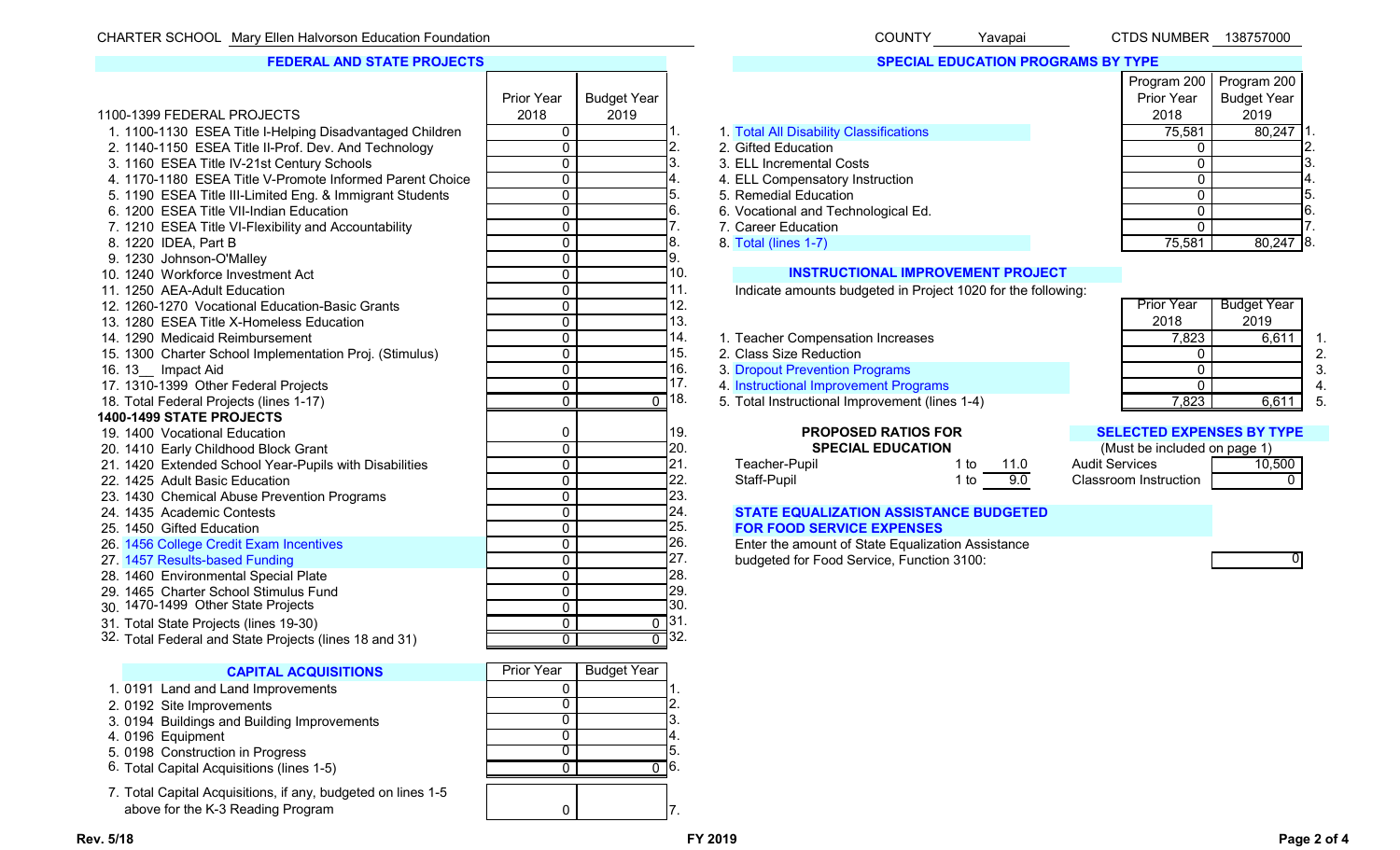CHARTER SCHOOL Mary Ellen Halvorson Education Foundation

COUNTY Yavapai

CTDS NUMBER 138757000

## FEDERAL AND STATE PROJECTS

| 1100-1399 FEDERAL PROJECTS | Prior Year 2018 | Budget Year 2019 | |
|---|---|---|---|
| 1. 1100-1130 ESEA Title I-Helping Disadvantaged Children | 0 | | 1. |
| 2. 1140-1150 ESEA Title II-Prof. Dev. And Technology | 0 | | 2. |
| 3. 1160 ESEA Title IV-21st Century Schools | 0 | | 3. |
| 4. 1170-1180 ESEA Title V-Promote Informed Parent Choice | 0 | | 4. |
| 5. 1190 ESEA Title III-Limited Eng. & Immigrant Students | 0 | | 5. |
| 6. 1200 ESEA Title VII-Indian Education | 0 | | 6. |
| 7. 1210 ESEA Title VI-Flexibility and Accountability | 0 | | 7. |
| 8. 1220 IDEA, Part B | 0 | | 8. |
| 9. 1230 Johnson-O'Malley | 0 | | 9. |
| 10. 1240 Workforce Investment Act | 0 | | 10. |
| 11. 1250 AEA-Adult Education | 0 | | 11. |
| 12. 1260-1270 Vocational Education-Basic Grants | 0 | | 12. |
| 13. 1280 ESEA Title X-Homeless Education | 0 | | 13. |
| 14. 1290 Medicaid Reimbursement | 0 | | 14. |
| 15. 1300 Charter School Implementation Proj. (Stimulus) | 0 | | 15. |
| 16. 13__ Impact Aid | 0 | | 16. |
| 17. 1310-1399 Other Federal Projects | 0 | | 17. |
| 18. Total Federal Projects (lines 1-17) | 0 | 0 | 18. |
| **1400-1499 STATE PROJECTS** | | | |
| 19. 1400 Vocational Education | 0 | | 19. |
| 20. 1410 Early Childhood Block Grant | 0 | | 20. |
| 21. 1420 Extended School Year-Pupils with Disabilities | 0 | | 21. |
| 22. 1425 Adult Basic Education | 0 | | 22. |
| 23. 1430 Chemical Abuse Prevention Programs | 0 | | 23. |
| 24. 1435 Academic Contests | 0 | | 24. |
| 25. 1450 Gifted Education | 0 | | 25. |
| 26. 1456 College Credit Exam Incentives | 0 | | 26. |
| 27. 1457 Results-based Funding | 0 | | 27. |
| 28. 1460 Environmental Special Plate | 0 | | 28. |
| 29. 1465 Charter School Stimulus Fund | 0 | | 29. |
| 30. 1470-1499 Other State Projects | 0 | | 30. |
| 31. Total State Projects (lines 19-30) | 0 | 0 | 31. |
| 32. Total Federal and State Projects (lines 18 and 31) | 0 | 0 | 32. |

## CAPITAL ACQUISITIONS

| | Prior Year | Budget Year | |
|---|---|---|---|
| 1. 0191 Land and Land Improvements | 0 | | 1. |
| 2. 0192 Site Improvements | 0 | | 2. |
| 3. 0194 Buildings and Building Improvements | 0 | | 3. |
| 4. 0196 Equipment | 0 | | 4. |
| 5. 0198 Construction in Progress | 0 | | 5. |
| 6. Total Capital Acquisitions (lines 1-5) | 0 | 0 | 6. |
| 7. Total Capital Acquisitions, if any, budgeted on lines 1-5 above for the K-3 Reading Program | 0 | | 7. |

## SPECIAL EDUCATION PROGRAMS BY TYPE

| | Program 200 Prior Year 2018 | Program 200 Budget Year 2019 | |
|---|---|---|---|
| 1. Total All Disability Classifications | 75,581 | 80,247 | 1. |
| 2. Gifted Education | 0 | | 2. |
| 3. ELL Incremental Costs | 0 | | 3. |
| 4. ELL Compensatory Instruction | 0 | | 4. |
| 5. Remedial Education | 0 | | 5. |
| 6. Vocational and Technological Ed. | 0 | | 6. |
| 7. Career Education | 0 | | 7. |
| 8. Total (lines 1-7) | 75,581 | 80,247 | 8. |

## INSTRUCTIONAL IMPROVEMENT PROJECT

Indicate amounts budgeted in Project 1020 for the following:

| | Prior Year 2018 | Budget Year 2019 | |
|---|---|---|---|
| 1. Teacher Compensation Increases | 7,823 | 6,611 | 1. |
| 2. Class Size Reduction | 0 | | 2. |
| 3. Dropout Prevention Programs | 0 | | 3. |
| 4. Instructional Improvement Programs | 0 | | 4. |
| 5. Total Instructional Improvement (lines 1-4) | 7,823 | 6,611 | 5. |

## PROPOSED RATIOS FOR SPECIAL EDUCATION

| | | |
|---|---|---|
| Teacher-Pupil | 1 to | 11.0 |
| Staff-Pupil | 1 to | 9.0 |

## SELECTED EXPENSES BY TYPE

(Must be included on page 1)

| | |
|---|---|
| Audit Services | 10,500 |
| Classroom Instruction | 0 |

## STATE EQUALIZATION ASSISTANCE BUDGETED FOR FOOD SERVICE EXPENSES

Enter the amount of State Equalization Assistance budgeted for Food Service, Function 3100: 0

Rev. 5/18 FY 2019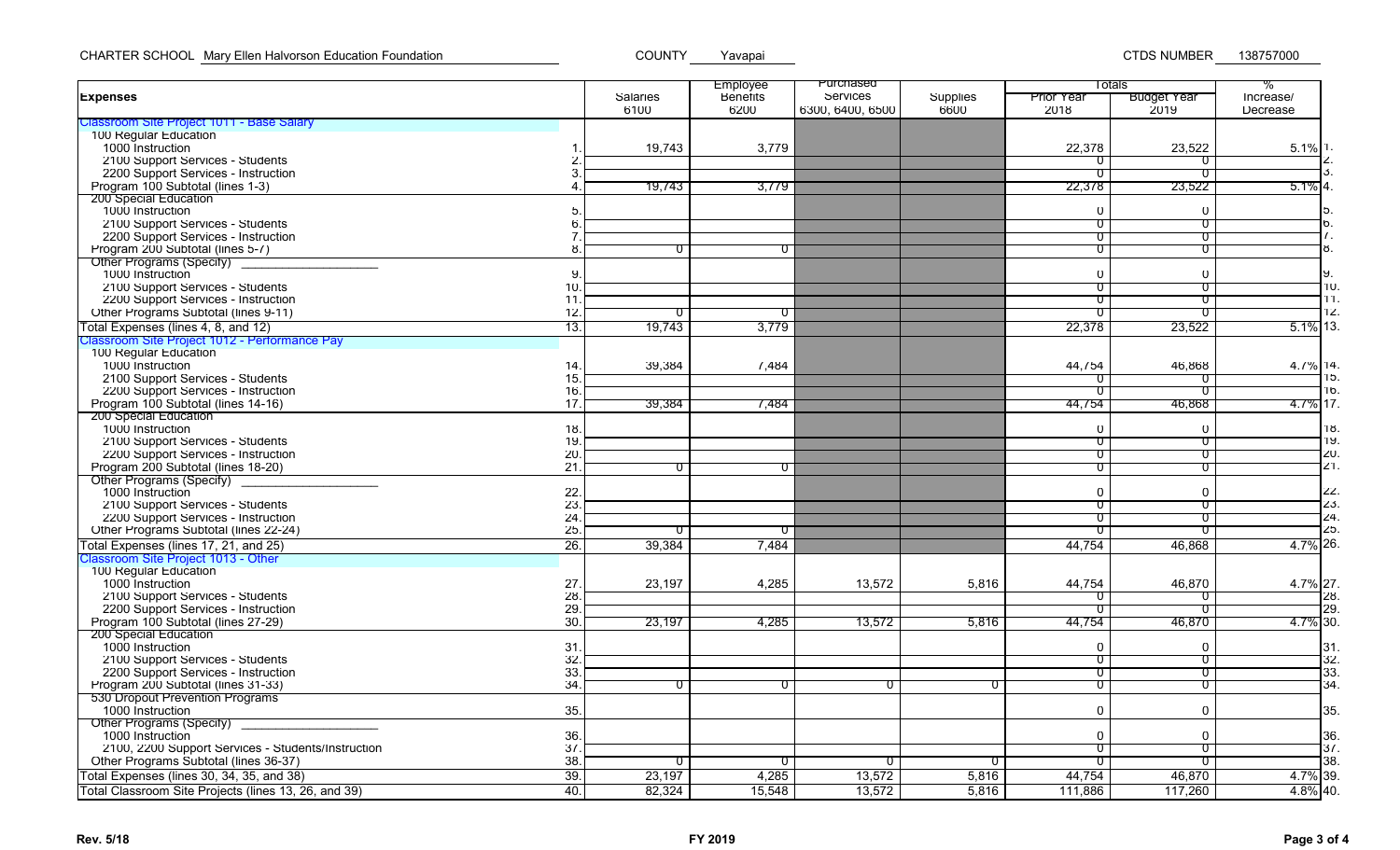CHARTER SCHOOL Mary Ellen Halvorson Education Foundation | COUNTY Yavapai | CTDS NUMBER 138757000

| Expenses | | Salaries 6100 | Employee Benefits 6200 | Purchased Services 6300, 6400, 6500 | Supplies 6600 | Totals | | % Increase/ Decrease | |
|---|---|---|---|---|---|---|---|---|---|
| | | | | | | Prior Year 2018 | Budget Year 2019 | | |
| **Classroom Site Project 1011 - Base Salary** | | | | | | | | | |
| 100 Regular Education | | | | | | | | | |
| 1000 Instruction | 1. | 19,743 | 3,779 | | | 22,378 | 23,522 | 5.1% | 1. |
| 2100 Support Services - Students | 2. | | | | | 0 | 0 | | 2. |
| 2200 Support Services - Instruction | 3. | | | | | 0 | 0 | | 3. |
| Program 100 Subtotal (lines 1-3) | 4. | 19,743 | 3,779 | | | 22,378 | 23,522 | 5.1% | 4. |
| 200 Special Education | | | | | | | | | |
| 1000 Instruction | 5. | | | | | 0 | 0 | | 5. |
| 2100 Support Services - Students | 6. | | | | | 0 | 0 | | 6. |
| 2200 Support Services - Instruction | 7. | | | | | 0 | 0 | | 7. |
| Program 200 Subtotal (lines 5-7) | 8. | 0 | 0 | | | 0 | 0 | | 8. |
| Other Programs (Specify) ___________ | | | | | | | | | |
| 1000 Instruction | 9. | | | | | 0 | 0 | | 9. |
| 2100 Support Services - Students | 10. | | | | | 0 | 0 | | 10. |
| 2200 Support Services - Instruction | 11. | | | | | 0 | 0 | | 11. |
| Other Programs Subtotal (lines 9-11) | 12. | 0 | 0 | | | 0 | 0 | | 12. |
| Total Expenses (lines 4, 8, and 12) | 13. | 19,743 | 3,779 | | | 22,378 | 23,522 | 5.1% | 13. |
| **Classroom Site Project 1012 - Performance Pay** | | | | | | | | | |
| 100 Regular Education | | | | | | | | | |
| 1000 Instruction | 14. | 39,384 | 7,484 | | | 44,754 | 46,868 | 4.7% | 14. |
| 2100 Support Services - Students | 15. | | | | | 0 | 0 | | 15. |
| 2200 Support Services - Instruction | 16. | | | | | 0 | 0 | | 16. |
| Program 100 Subtotal (lines 14-16) | 17. | 39,384 | 7,484 | | | 44,754 | 46,868 | 4.7% | 17. |
| 200 Special Education | | | | | | | | | |
| 1000 Instruction | 18. | | | | | 0 | 0 | | 18. |
| 2100 Support Services - Students | 19. | | | | | 0 | 0 | | 19. |
| 2200 Support Services - Instruction | 20. | | | | | 0 | 0 | | 20. |
| Program 200 Subtotal (lines 18-20) | 21. | 0 | 0 | | | 0 | 0 | | 21. |
| Other Programs (Specify) ___________ | | | | | | | | | |
| 1000 Instruction | 22. | | | | | 0 | 0 | | 22. |
| 2100 Support Services - Students | 23. | | | | | 0 | 0 | | 23. |
| 2200 Support Services - Instruction | 24. | | | | | 0 | 0 | | 24. |
| Other Programs Subtotal (lines 22-24) | 25. | 0 | 0 | | | 0 | 0 | | 25. |
| Total Expenses (lines 17, 21, and 25) | 26. | 39,384 | 7,484 | | | 44,754 | 46,868 | 4.7% | 26. |
| **Classroom Site Project 1013 - Other** | | | | | | | | | |
| 100 Regular Education | | | | | | | | | |
| 1000 Instruction | 27. | 23,197 | 4,285 | 13,572 | 5,816 | 44,754 | 46,870 | 4.7% | 27. |
| 2100 Support Services - Students | 28. | | | | | 0 | 0 | | 28. |
| 2200 Support Services - Instruction | 29. | | | | | 0 | 0 | | 29. |
| Program 100 Subtotal (lines 27-29) | 30. | 23,197 | 4,285 | 13,572 | 5,816 | 44,754 | 46,870 | 4.7% | 30. |
| 200 Special Education | | | | | | | | | |
| 1000 Instruction | 31. | | | | | 0 | 0 | | 31. |
| 2100 Support Services - Students | 32. | | | | | 0 | 0 | | 32. |
| 2200 Support Services - Instruction | 33. | | | | | 0 | 0 | | 33. |
| Program 200 Subtotal (lines 31-33) | 34. | 0 | 0 | 0 | 0 | 0 | 0 | | 34. |
| 530 Dropout Prevention Programs | | | | | | | | | |
| 1000 Instruction | 35. | | | | | 0 | 0 | | 35. |
| Other Programs (Specify) ___________ | | | | | | | | | |
| 1000 Instruction | 36. | | | | | 0 | 0 | | 36. |
| 2100, 2200 Support Services - Students/Instruction | 37. | | | | | 0 | 0 | | 37. |
| Other Programs Subtotal (lines 36-37) | 38. | 0 | 0 | 0 | 0 | 0 | 0 | | 38. |
| Total Expenses (lines 30, 34, 35, and 38) | 39. | 23,197 | 4,285 | 13,572 | 5,816 | 44,754 | 46,870 | 4.7% | 39. |
| Total Classroom Site Projects (lines 13, 26, and 39) | 40. | 82,324 | 15,548 | 13,572 | 5,816 | 111,886 | 117,260 | 4.8% | 40. |

Rev. 5/18 | FY 2019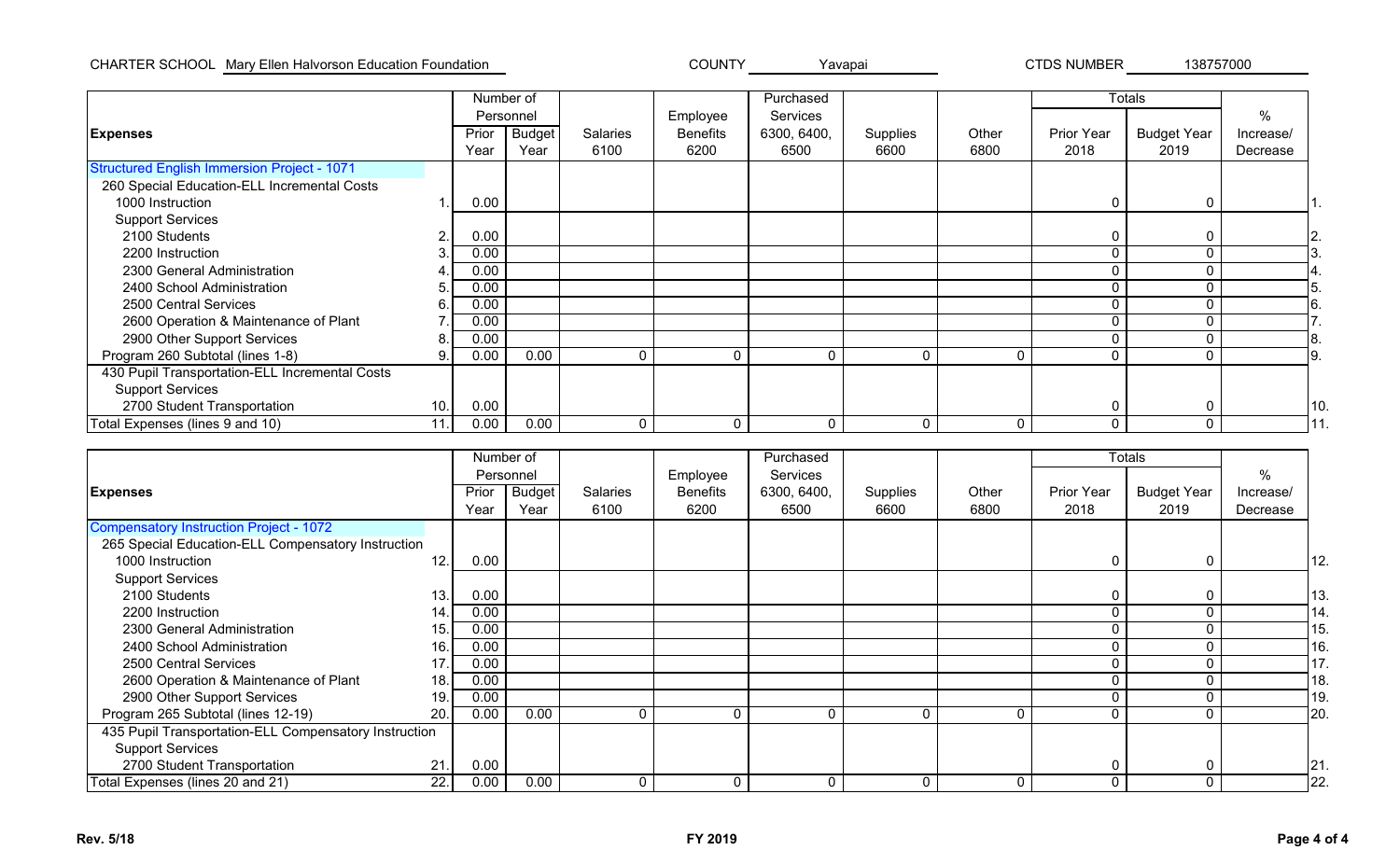CHARTER SCHOOL Mary Ellen Halvorson Education Foundation COUNTY Yavapai CTDS NUMBER 138757000

| Expenses | | Number of Personnel Prior Year | Number of Personnel Budget Year | Salaries 6100 | Employee Benefits 6200 | Purchased Services 6300, 6400, 6500 | Supplies 6600 | Other 6800 | Totals Prior Year 2018 | Totals Budget Year 2019 | % Increase/ Decrease | |
|---|---|---|---|---|---|---|---|---|---|---|---|---|
| Structured English Immersion Project - 1071 | | | | | | | | | | | | |
| 260 Special Education-ELL Incremental Costs | | | | | | | | | | | | |
| 1000 Instruction | 1. | 0.00 | | | | | | | 0 | 0 | | 1. |
| Support Services | | | | | | | | | | | | |
| 2100 Students | 2. | 0.00 | | | | | | | 0 | 0 | | 2. |
| 2200 Instruction | 3. | 0.00 | | | | | | | 0 | 0 | | 3. |
| 2300 General Administration | 4. | 0.00 | | | | | | | 0 | 0 | | 4. |
| 2400 School Administration | 5. | 0.00 | | | | | | | 0 | 0 | | 5. |
| 2500 Central Services | 6. | 0.00 | | | | | | | 0 | 0 | | 6. |
| 2600 Operation & Maintenance of Plant | 7. | 0.00 | | | | | | | 0 | 0 | | 7. |
| 2900 Other Support Services | 8. | 0.00 | | | | | | | 0 | 0 | | 8. |
| Program 260 Subtotal (lines 1-8) | 9. | 0.00 | 0.00 | 0 | 0 | 0 | 0 | 0 | 0 | 0 | | 9. |
| 430 Pupil Transportation-ELL Incremental Costs | | | | | | | | | | | | |
| Support Services | | | | | | | | | | | | |
| 2700 Student Transportation | 10. | 0.00 | | | | | | | 0 | 0 | | 10. |
| Total Expenses (lines 9 and 10) | 11. | 0.00 | 0.00 | 0 | 0 | 0 | 0 | 0 | 0 | 0 | | 11. |

| Expenses | | Number of Personnel Prior Year | Number of Personnel Budget Year | Salaries 6100 | Employee Benefits 6200 | Purchased Services 6300, 6400, 6500 | Supplies 6600 | Other 6800 | Totals Prior Year 2018 | Totals Budget Year 2019 | % Increase/ Decrease | |
|---|---|---|---|---|---|---|---|---|---|---|---|---|
| Compensatory Instruction Project - 1072 | | | | | | | | | | | | |
| 265 Special Education-ELL Compensatory Instruction | | | | | | | | | | | | |
| 1000 Instruction | 12. | 0.00 | | | | | | | 0 | 0 | | 12. |
| Support Services | | | | | | | | | | | | |
| 2100 Students | 13. | 0.00 | | | | | | | 0 | 0 | | 13. |
| 2200 Instruction | 14. | 0.00 | | | | | | | 0 | 0 | | 14. |
| 2300 General Administration | 15. | 0.00 | | | | | | | 0 | 0 | | 15. |
| 2400 School Administration | 16. | 0.00 | | | | | | | 0 | 0 | | 16. |
| 2500 Central Services | 17. | 0.00 | | | | | | | 0 | 0 | | 17. |
| 2600 Operation & Maintenance of Plant | 18. | 0.00 | | | | | | | 0 | 0 | | 18. |
| 2900 Other Support Services | 19. | 0.00 | | | | | | | 0 | 0 | | 19. |
| Program 265 Subtotal (lines 12-19) | 20. | 0.00 | 0.00 | 0 | 0 | 0 | 0 | 0 | 0 | 0 | | 20. |
| 435 Pupil Transportation-ELL Compensatory Instruction | | | | | | | | | | | | |
| Support Services | | | | | | | | | | | | |
| 2700 Student Transportation | 21. | 0.00 | | | | | | | 0 | 0 | | 21. |
| Total Expenses (lines 20 and 21) | 22. | 0.00 | 0.00 | 0 | 0 | 0 | 0 | 0 | 0 | 0 | | 22. |

Rev. 5/18 FY 2019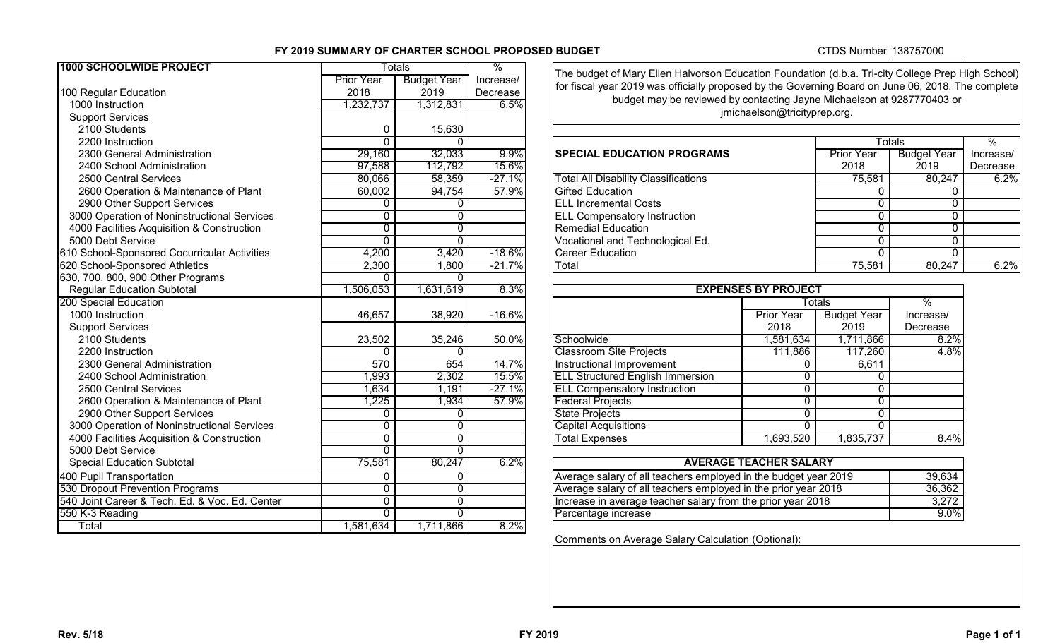# FY 2019 SUMMARY OF CHARTER SCHOOL PROPOSED BUDGET

CTDS Number 138757000

| 1000 SCHOOLWIDE PROJECT | Totals | | % |
|---|---|---|---|
| | Prior Year | Budget Year | Increase/ |
| 100 Regular Education | 2018 | 2019 | Decrease |
| 1000 Instruction | 1,232,737 | 1,312,831 | 6.5% |
| Support Services | | | |
| 2100 Students | 0 | 15,630 | |
| 2200 Instruction | 0 | 0 | |
| 2300 General Administration | 29,160 | 32,033 | 9.9% |
| 2400 School Administration | 97,588 | 112,792 | 15.6% |
| 2500 Central Services | 80,066 | 58,359 | -27.1% |
| 2600 Operation & Maintenance of Plant | 60,002 | 94,754 | 57.9% |
| 2900 Other Support Services | 0 | 0 | |
| 3000 Operation of Noninstructional Services | 0 | 0 | |
| 4000 Facilities Acquisition & Construction | 0 | 0 | |
| 5000 Debt Service | 0 | 0 | |
| 610 School-Sponsored Cocurricular Activities | 4,200 | 3,420 | -18.6% |
| 620 School-Sponsored Athletics | 2,300 | 1,800 | -21.7% |
| 630, 700, 800, 900 Other Programs | 0 | 0 | |
| Regular Education Subtotal | 1,506,053 | 1,631,619 | 8.3% |
| 200 Special Education | | | |
| 1000 Instruction | 46,657 | 38,920 | -16.6% |
| Support Services | | | |
| 2100 Students | 23,502 | 35,246 | 50.0% |
| 2200 Instruction | 0 | 0 | |
| 2300 General Administration | 570 | 654 | 14.7% |
| 2400 School Administration | 1,993 | 2,302 | 15.5% |
| 2500 Central Services | 1,634 | 1,191 | -27.1% |
| 2600 Operation & Maintenance of Plant | 1,225 | 1,934 | 57.9% |
| 2900 Other Support Services | 0 | 0 | |
| 3000 Operation of Noninstructional Services | 0 | 0 | |
| 4000 Facilities Acquisition & Construction | 0 | 0 | |
| 5000 Debt Service | 0 | 0 | |
| Special Education Subtotal | 75,581 | 80,247 | 6.2% |
| 400 Pupil Transportation | 0 | 0 | |
| 530 Dropout Prevention Programs | 0 | 0 | |
| 540 Joint Career & Tech. Ed. & Voc. Ed. Center | 0 | 0 | |
| 550 K-3 Reading | 0 | 0 | |
| Total | 1,581,634 | 1,711,866 | 8.2% |

The budget of Mary Ellen Halvorson Education Foundation (d.b.a. Tri-city College Prep High School) for fiscal year 2019 was officially proposed by the Governing Board on June 06, 2018. The complete budget may be reviewed by contacting Jayne Michaelson at 9287770403 or jmichaelson@tricityprep.org.

| SPECIAL EDUCATION PROGRAMS | Totals | | % |
|---|---|---|---|
| | Prior Year 2018 | Budget Year 2019 | Increase/ Decrease |
| Total All Disability Classifications | 75,581 | 80,247 | 6.2% |
| Gifted Education | 0 | 0 | |
| ELL Incremental Costs | 0 | 0 | |
| ELL Compensatory Instruction | 0 | 0 | |
| Remedial Education | 0 | 0 | |
| Vocational and Technological Ed. | 0 | 0 | |
| Career Education | 0 | 0 | |
| Total | 75,581 | 80,247 | 6.2% |

| EXPENSES BY PROJECT | Totals | | % |
|---|---|---|---|
| | Prior Year 2018 | Budget Year 2019 | Increase/ Decrease |
| Schoolwide | 1,581,634 | 1,711,866 | 8.2% |
| Classroom Site Projects | 111,886 | 117,260 | 4.8% |
| Instructional Improvement | 0 | 6,611 | |
| ELL Structured English Immersion | 0 | 0 | |
| ELL Compensatory Instruction | 0 | 0 | |
| Federal Projects | 0 | 0 | |
| State Projects | 0 | 0 | |
| Capital Acquisitions | 0 | 0 | |
| Total Expenses | 1,693,520 | 1,835,737 | 8.4% |

| AVERAGE TEACHER SALARY | |
|---|---|
| Average salary of all teachers employed in the budget year 2019 | 39,634 |
| Average salary of all teachers employed in the prior year 2018 | 36,362 |
| Increase in average teacher salary from the prior year 2018 | 3,272 |
| Percentage increase | 9.0% |

Comments on Average Salary Calculation (Optional):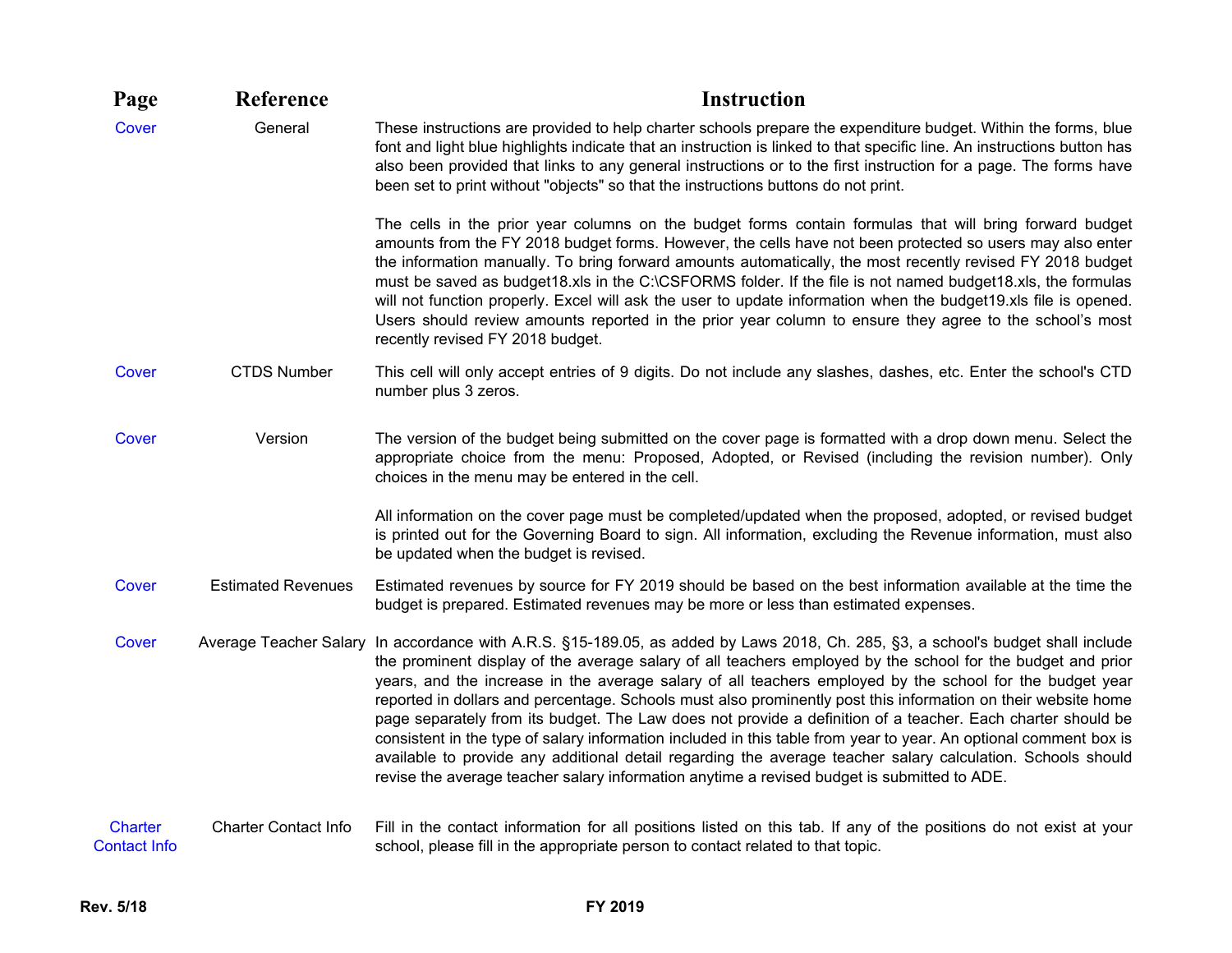| Page | Reference | Instruction |
|---|---|---|
| Cover | General | These instructions are provided to help charter schools prepare the expenditure budget. Within the forms, blue font and light blue highlights indicate that an instruction is linked to that specific line. An instructions button has also been provided that links to any general instructions or to the first instruction for a page. The forms have been set to print without "objects" so that the instructions buttons do not print.<br><br>The cells in the prior year columns on the budget forms contain formulas that will bring forward budget amounts from the FY 2018 budget forms. However, the cells have not been protected so users may also enter the information manually. To bring forward amounts automatically, the most recently revised FY 2018 budget must be saved as budget18.xls in the C:\CSFORMS folder. If the file is not named budget18.xls, the formulas will not function properly. Excel will ask the user to update information when the budget19.xls file is opened. Users should review amounts reported in the prior year column to ensure they agree to the school's most recently revised FY 2018 budget. |
| Cover | CTDS Number | This cell will only accept entries of 9 digits. Do not include any slashes, dashes, etc. Enter the school's CTD number plus 3 zeros. |
| Cover | Version | The version of the budget being submitted on the cover page is formatted with a drop down menu. Select the appropriate choice from the menu: Proposed, Adopted, or Revised (including the revision number). Only choices in the menu may be entered in the cell.<br><br>All information on the cover page must be completed/updated when the proposed, adopted, or revised budget is printed out for the Governing Board to sign. All information, excluding the Revenue information, must also be updated when the budget is revised. |
| Cover | Estimated Revenues | Estimated revenues by source for FY 2019 should be based on the best information available at the time the budget is prepared. Estimated revenues may be more or less than estimated expenses. |
| Cover | Average Teacher Salary | In accordance with A.R.S. §15-189.05, as added by Laws 2018, Ch. 285, §3, a school's budget shall include the prominent display of the average salary of all teachers employed by the school for the budget and prior years, and the increase in the average salary of all teachers employed by the school for the budget year reported in dollars and percentage. Schools must also prominently post this information on their website home page separately from its budget. The Law does not provide a definition of a teacher. Each charter should be consistent in the type of salary information included in this table from year to year. An optional comment box is available to provide any additional detail regarding the average teacher salary calculation. Schools should revise the average teacher salary information anytime a revised budget is submitted to ADE. |
| Charter Contact Info | Charter Contact Info | Fill in the contact information for all positions listed on this tab. If any of the positions do not exist at your school, please fill in the appropriate person to contact related to that topic. |

**Rev. 5/18** **FY 2019**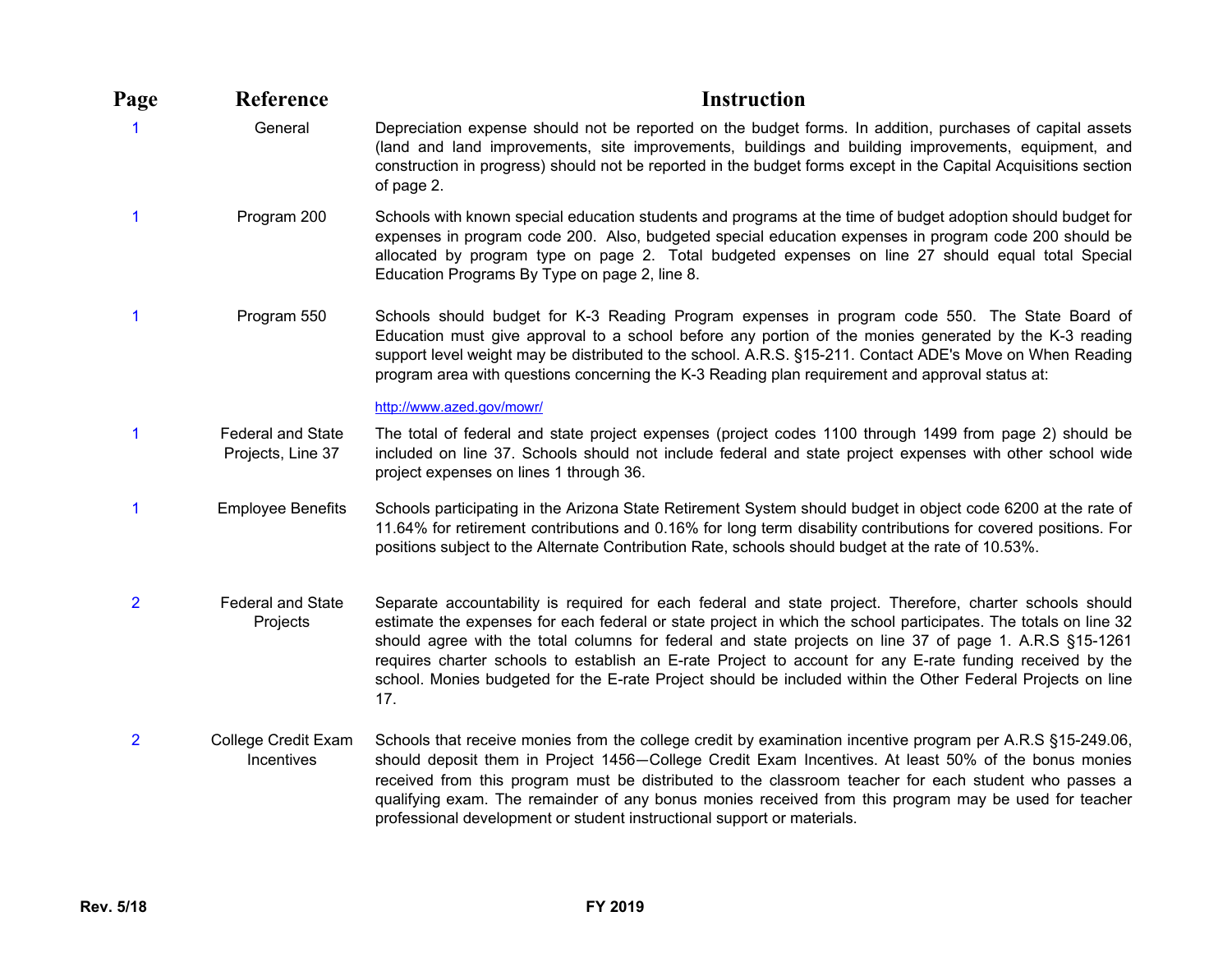| Page | Reference | Instruction |
|---|---|---|
| 1 | General | Depreciation expense should not be reported on the budget forms. In addition, purchases of capital assets (land and land improvements, site improvements, buildings and building improvements, equipment, and construction in progress) should not be reported in the budget forms except in the Capital Acquisitions section of page 2. |
| 1 | Program 200 | Schools with known special education students and programs at the time of budget adoption should budget for expenses in program code 200. Also, budgeted special education expenses in program code 200 should be allocated by program type on page 2. Total budgeted expenses on line 27 should equal total Special Education Programs By Type on page 2, line 8. |
| 1 | Program 550 | Schools should budget for K-3 Reading Program expenses in program code 550. The State Board of Education must give approval to a school before any portion of the monies generated by the K-3 reading support level weight may be distributed to the school. A.R.S. §15-211. Contact ADE's Move on When Reading program area with questions concerning the K-3 Reading plan requirement and approval status at: http://www.azed.gov/mowr/ |
| 1 | Federal and State Projects, Line 37 | The total of federal and state project expenses (project codes 1100 through 1499 from page 2) should be included on line 37. Schools should not include federal and state project expenses with other school wide project expenses on lines 1 through 36. |
| 1 | Employee Benefits | Schools participating in the Arizona State Retirement System should budget in object code 6200 at the rate of 11.64% for retirement contributions and 0.16% for long term disability contributions for covered positions. For positions subject to the Alternate Contribution Rate, schools should budget at the rate of 10.53%. |
| 2 | Federal and State Projects | Separate accountability is required for each federal and state project. Therefore, charter schools should estimate the expenses for each federal or state project in which the school participates. The totals on line 32 should agree with the total columns for federal and state projects on line 37 of page 1. A.R.S §15-1261 requires charter schools to establish an E-rate Project to account for any E-rate funding received by the school. Monies budgeted for the E-rate Project should be included within the Other Federal Projects on line 17. |
| 2 | College Credit Exam Incentives | Schools that receive monies from the college credit by examination incentive program per A.R.S §15-249.06, should deposit them in Project 1456—College Credit Exam Incentives. At least 50% of the bonus monies received from this program must be distributed to the classroom teacher for each student who passes a qualifying exam. The remainder of any bonus monies received from this program may be used for teacher professional development or student instructional support or materials. |

Rev. 5/18

FY 2019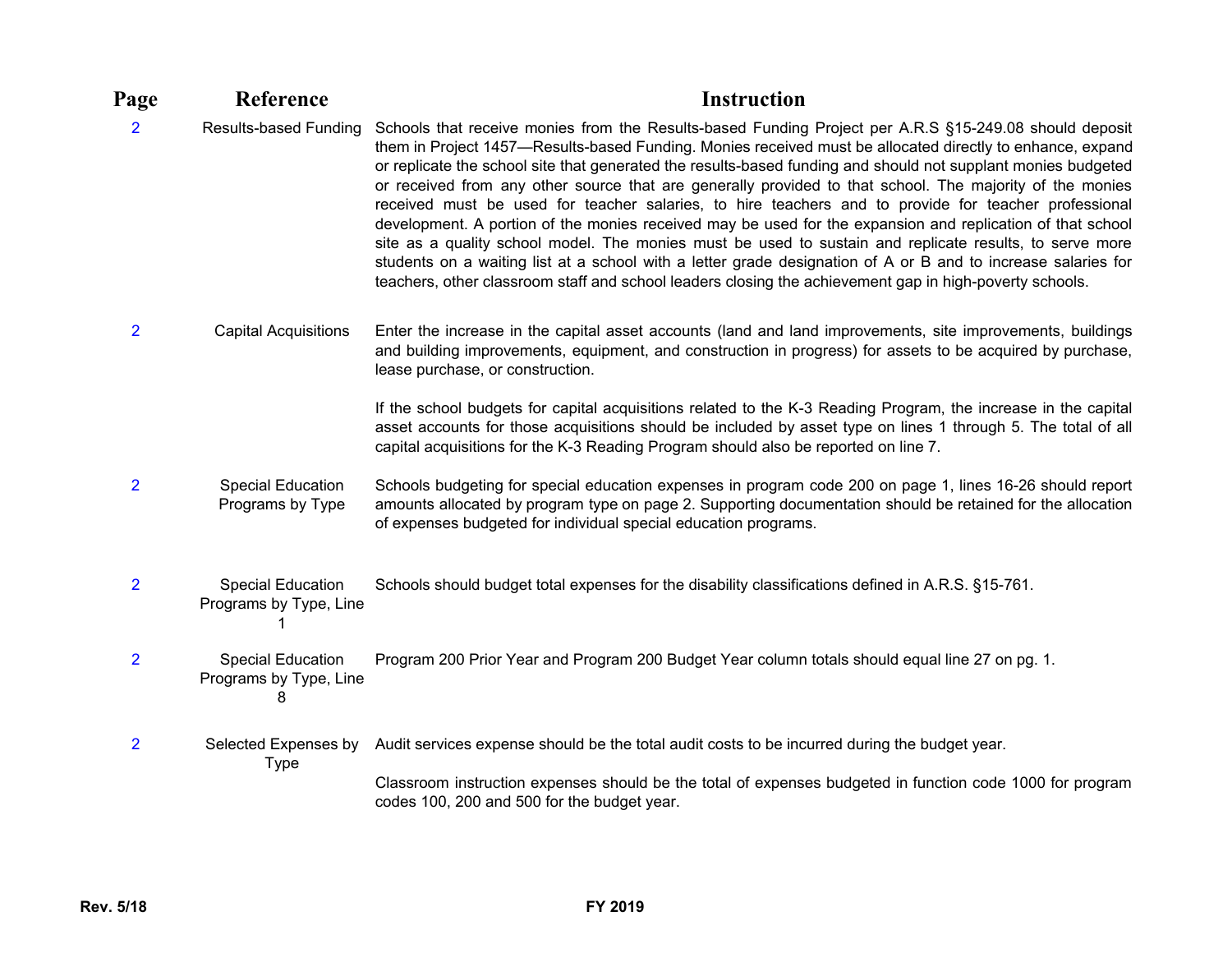| Page | Reference | Instruction |
|---|---|---|
| 2 | Results-based Funding | Schools that receive monies from the Results-based Funding Project per A.R.S §15-249.08 should deposit them in Project 1457—Results-based Funding. Monies received must be allocated directly to enhance, expand or replicate the school site that generated the results-based funding and should not supplant monies budgeted or received from any other source that are generally provided to that school. The majority of the monies received must be used for teacher salaries, to hire teachers and to provide for teacher professional development. A portion of the monies received may be used for the expansion and replication of that school site as a quality school model. The monies must be used to sustain and replicate results, to serve more students on a waiting list at a school with a letter grade designation of A or B and to increase salaries for teachers, other classroom staff and school leaders closing the achievement gap in high-poverty schools. |
| 2 | Capital Acquisitions | Enter the increase in the capital asset accounts (land and land improvements, site improvements, buildings and building improvements, equipment, and construction in progress) for assets to be acquired by purchase, lease purchase, or construction.<br><br>If the school budgets for capital acquisitions related to the K-3 Reading Program, the increase in the capital asset accounts for those acquisitions should be included by asset type on lines 1 through 5. The total of all capital acquisitions for the K-3 Reading Program should also be reported on line 7. |
| 2 | Special Education Programs by Type | Schools budgeting for special education expenses in program code 200 on page 1, lines 16-26 should report amounts allocated by program type on page 2. Supporting documentation should be retained for the allocation of expenses budgeted for individual special education programs. |
| 2 | Special Education Programs by Type, Line 1 | Schools should budget total expenses for the disability classifications defined in A.R.S. §15-761. |
| 2 | Special Education Programs by Type, Line 8 | Program 200 Prior Year and Program 200 Budget Year column totals should equal line 27 on pg. 1. |
| 2 | Selected Expenses by Type | Audit services expense should be the total audit costs to be incurred during the budget year.<br><br>Classroom instruction expenses should be the total of expenses budgeted in function code 1000 for program codes 100, 200 and 500 for the budget year. |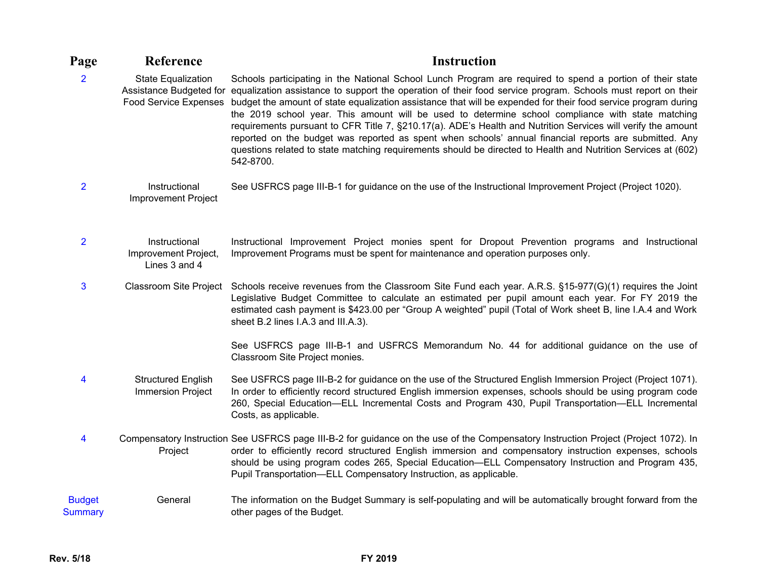| Page | Reference | Instruction |
|---|---|---|
| 2 | State Equalization Assistance Budgeted for Food Service Expenses | Schools participating in the National School Lunch Program are required to spend a portion of their state equalization assistance to support the operation of their food service program. Schools must report on their budget the amount of state equalization assistance that will be expended for their food service program during the 2019 school year. This amount will be used to determine school compliance with state matching requirements pursuant to CFR Title 7, §210.17(a). ADE's Health and Nutrition Services will verify the amount reported on the budget was reported as spent when schools' annual financial reports are submitted. Any questions related to state matching requirements should be directed to Health and Nutrition Services at (602) 542-8700. |
| 2 | Instructional Improvement Project | See USFRCS page III-B-1 for guidance on the use of the Instructional Improvement Project (Project 1020). |
| 2 | Instructional Improvement Project, Lines 3 and 4 | Instructional Improvement Project monies spent for Dropout Prevention programs and Instructional Improvement Programs must be spent for maintenance and operation purposes only. |
| 3 | Classroom Site Project | Schools receive revenues from the Classroom Site Fund each year. A.R.S. §15-977(G)(1) requires the Joint Legislative Budget Committee to calculate an estimated per pupil amount each year. For FY 2019 the estimated cash payment is $423.00 per "Group A weighted" pupil (Total of Work sheet B, line I.A.4 and Work sheet B.2 lines I.A.3 and III.A.3).<br><br>See USFRCS page III-B-1 and USFRCS Memorandum No. 44 for additional guidance on the use of Classroom Site Project monies. |
| 4 | Structured English Immersion Project | See USFRCS page III-B-2 for guidance on the use of the Structured English Immersion Project (Project 1071). In order to efficiently record structured English immersion expenses, schools should be using program code 260, Special Education—ELL Incremental Costs and Program 430, Pupil Transportation—ELL Incremental Costs, as applicable. |
| 4 | Compensatory Instruction Project | See USFRCS page III-B-2 for guidance on the use of the Compensatory Instruction Project (Project 1072). In order to efficiently record structured English immersion and compensatory instruction expenses, schools should be using program codes 265, Special Education—ELL Compensatory Instruction and Program 435, Pupil Transportation—ELL Compensatory Instruction, as applicable. |
| Budget Summary | General | The information on the Budget Summary is self-populating and will be automatically brought forward from the other pages of the Budget. |

Rev. 5/18

FY 2019